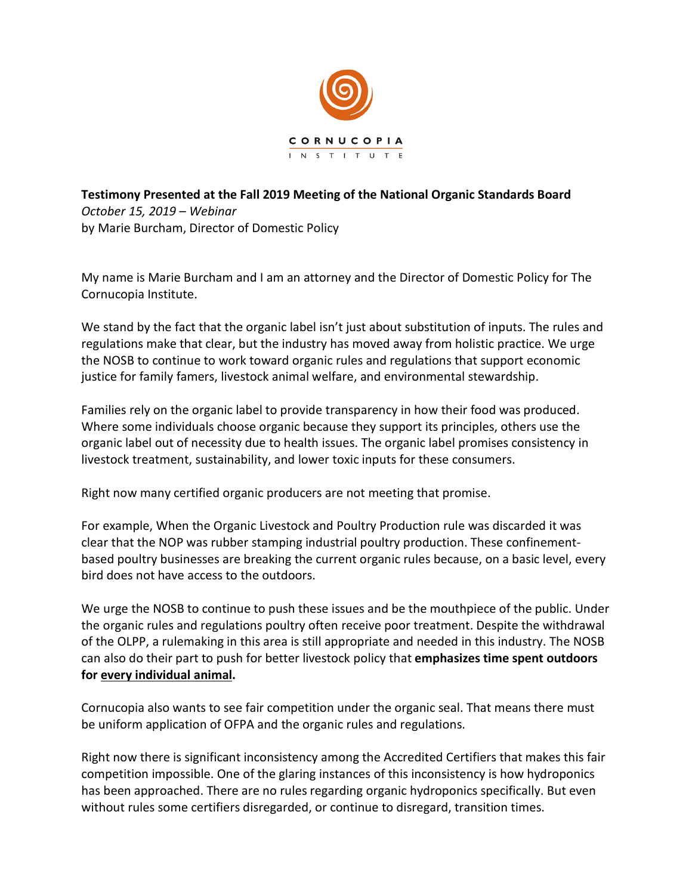CORNUCOPIA INSTITUTE

**Testimony Presented at the Fall 2019 Meeting of the National Organic Standards Board**
*October 15, 2019 – Webinar*
by Marie Burcham, Director of Domestic Policy

My name is Marie Burcham and I am an attorney and the Director of Domestic Policy for The Cornucopia Institute.

We stand by the fact that the organic label isn't just about substitution of inputs. The rules and regulations make that clear, but the industry has moved away from holistic practice. We urge the NOSB to continue to work toward organic rules and regulations that support economic justice for family famers, livestock animal welfare, and environmental stewardship.

Families rely on the organic label to provide transparency in how their food was produced. Where some individuals choose organic because they support its principles, others use the organic label out of necessity due to health issues. The organic label promises consistency in livestock treatment, sustainability, and lower toxic inputs for these consumers.

Right now many certified organic producers are not meeting that promise.

For example, When the Organic Livestock and Poultry Production rule was discarded it was clear that the NOP was rubber stamping industrial poultry production. These confinement-based poultry businesses are breaking the current organic rules because, on a basic level, every bird does not have access to the outdoors.

We urge the NOSB to continue to push these issues and be the mouthpiece of the public. Under the organic rules and regulations poultry often receive poor treatment. Despite the withdrawal of the OLPP, a rulemaking in this area is still appropriate and needed in this industry. The NOSB can also do their part to push for better livestock policy that **emphasizes time spent outdoors for <u>every individual animal</u>.**

Cornucopia also wants to see fair competition under the organic seal. That means there must be uniform application of OFPA and the organic rules and regulations.

Right now there is significant inconsistency among the Accredited Certifiers that makes this fair competition impossible. One of the glaring instances of this inconsistency is how hydroponics has been approached. There are no rules regarding organic hydroponics specifically. But even without rules some certifiers disregarded, or continue to disregard, transition times.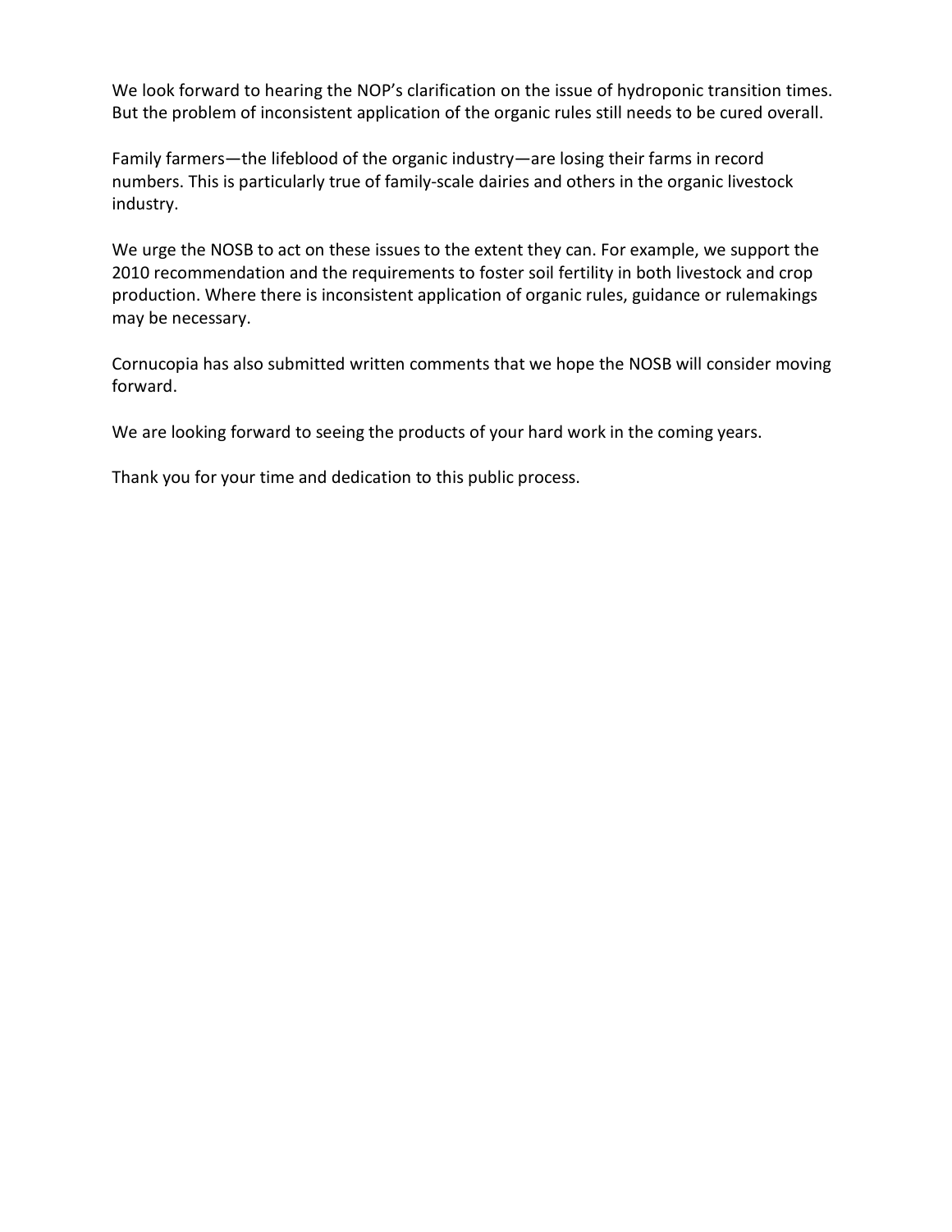We look forward to hearing the NOP's clarification on the issue of hydroponic transition times. But the problem of inconsistent application of the organic rules still needs to be cured overall.

Family farmers—the lifeblood of the organic industry—are losing their farms in record numbers. This is particularly true of family-scale dairies and others in the organic livestock industry.

We urge the NOSB to act on these issues to the extent they can. For example, we support the 2010 recommendation and the requirements to foster soil fertility in both livestock and crop production. Where there is inconsistent application of organic rules, guidance or rulemakings may be necessary.

Cornucopia has also submitted written comments that we hope the NOSB will consider moving forward.

We are looking forward to seeing the products of your hard work in the coming years.

Thank you for your time and dedication to this public process.